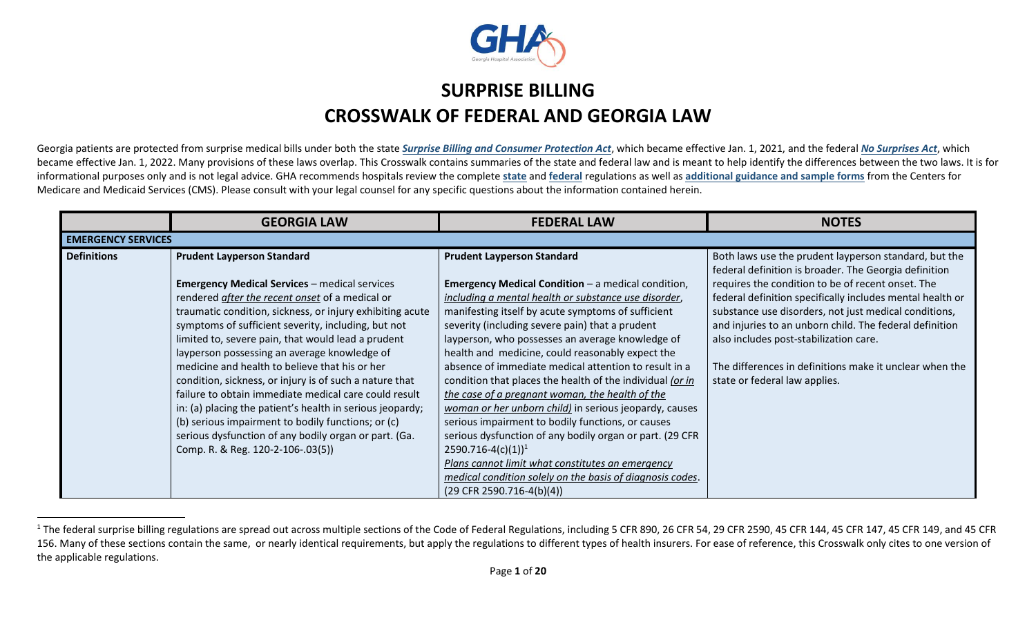# SURPRISE BILLING

# CROSSWALK OF FEDERAL AND GEORGIA LAW

Georgia patients are protected from surprise medical bills under both the state ***Surprise Billing and Consumer Protection Act***, which became effective Jan. 1, 2021, and the federal ***No Surprises Act***, which became effective Jan. 1, 2022. Many provisions of these laws overlap. This Crosswalk contains summaries of the state and federal law and is meant to help identify the differences between the two laws. It is for informational purposes only and is not legal advice. GHA recommends hospitals review the complete **state** and **federal** regulations as well as **additional guidance and sample forms** from the Centers for Medicare and Medicaid Services (CMS). Please consult with your legal counsel for any specific questions about the information contained herein.

| | GEORGIA LAW | FEDERAL LAW | NOTES |
|---|---|---|---|
| **EMERGENCY SERVICES** | | | |
| **Definitions** | **Prudent Layperson Standard**<br><br>**Emergency Medical Services** – medical services rendered <u>after the recent onset</u> of a medical or traumatic condition, sickness, or injury exhibiting acute symptoms of sufficient severity, including, but not limited to, severe pain, that would lead a prudent layperson possessing an average knowledge of medicine and health to believe that his or her condition, sickness, or injury is of such a nature that failure to obtain immediate medical care could result in: (a) placing the patient's health in serious jeopardy; (b) serious impairment to bodily functions; or (c) serious dysfunction of any bodily organ or part. (Ga. Comp. R. & Reg. 120-2-106-.03(5)) | **Prudent Layperson Standard**<br><br>**Emergency Medical Condition** – a medical condition, <u>including a mental health or substance use disorder</u>, manifesting itself by acute symptoms of sufficient severity (including severe pain) that a prudent layperson, who possesses an average knowledge of health and medicine, could reasonably expect the absence of immediate medical attention to result in a condition that places the health of the individual <u>(or in the case of a pregnant woman, the health of the woman or her unborn child)</u> in serious jeopardy, causes serious impairment to bodily functions, or causes serious dysfunction of any bodily organ or part. (29 CFR 2590.716-4(c)(1))[1]<br><u>Plans cannot limit what constitutes an emergency medical condition solely on the basis of diagnosis codes</u>. (29 CFR 2590.716-4(b)(4)) | Both laws use the prudent layperson standard, but the federal definition is broader. The Georgia definition requires the condition to be of recent onset. The federal definition specifically includes mental health or substance use disorders, not just medical conditions, and injuries to an unborn child. The federal definition also includes post-stabilization care.<br><br>The differences in definitions make it unclear when the state or federal law applies. |

[1] The federal surprise billing regulations are spread out across multiple sections of the Code of Federal Regulations, including 5 CFR 890, 26 CFR 54, 29 CFR 2590, 45 CFR 144, 45 CFR 147, 45 CFR 149, and 45 CFR 156. Many of these sections contain the same, or nearly identical requirements, but apply the regulations to different types of health insurers. For ease of reference, this Crosswalk only cites to one version of the applicable regulations.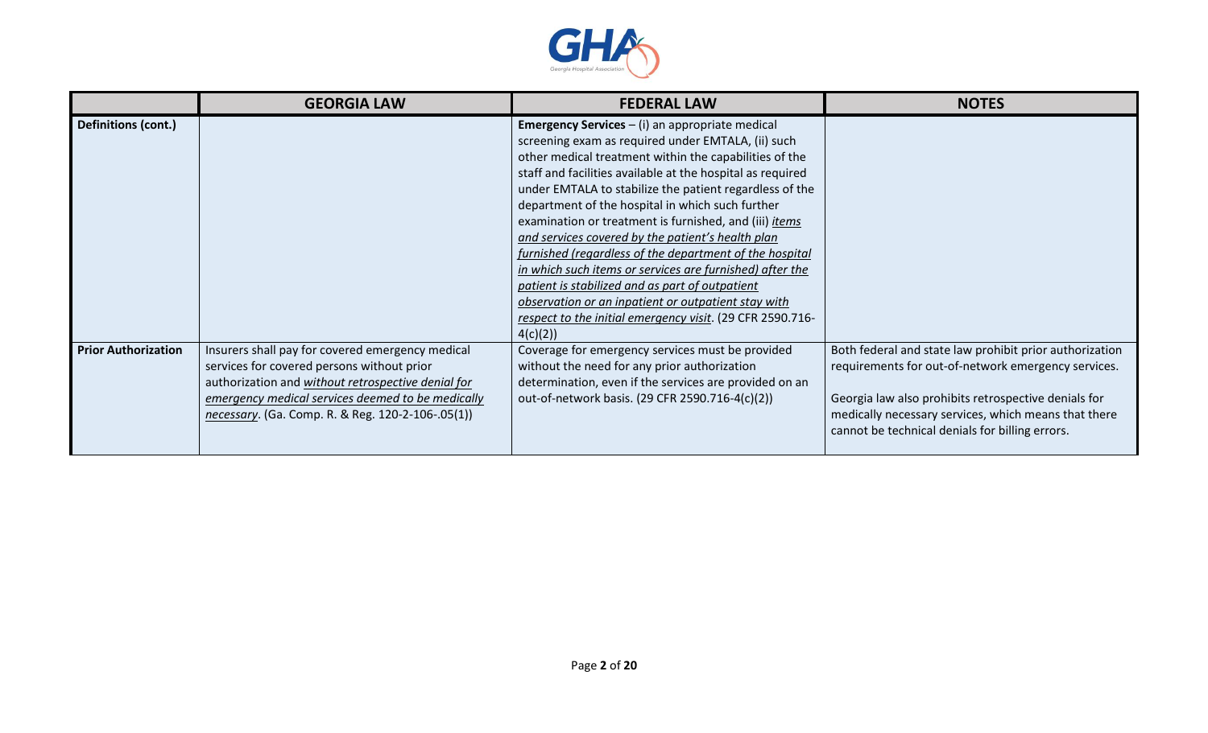|  | GEORGIA LAW | FEDERAL LAW | NOTES |
|---|---|---|---|
| **Definitions (cont.)** |  | **Emergency Services** – (i) an appropriate medical screening exam as required under EMTALA, (ii) such other medical treatment within the capabilities of the staff and facilities available at the hospital as required under EMTALA to stabilize the patient regardless of the department of the hospital in which such further examination or treatment is furnished, and (iii) *items and services covered by the patient's health plan furnished (regardless of the department of the hospital in which such items or services are furnished) after the patient is stabilized and as part of outpatient observation or an inpatient or outpatient stay with respect to the initial emergency visit*. (29 CFR 2590.716-4(c)(2)) |  |
| **Prior Authorization** | Insurers shall pay for covered emergency medical services for covered persons without prior authorization and *without retrospective denial for emergency medical services deemed to be medically necessary*. (Ga. Comp. R. & Reg. 120-2-106-.05(1)) | Coverage for emergency services must be provided without the need for any prior authorization determination, even if the services are provided on an out-of-network basis. (29 CFR 2590.716-4(c)(2)) | Both federal and state law prohibit prior authorization requirements for out-of-network emergency services.<br><br>Georgia law also prohibits retrospective denials for medically necessary services, which means that there cannot be technical denials for billing errors. |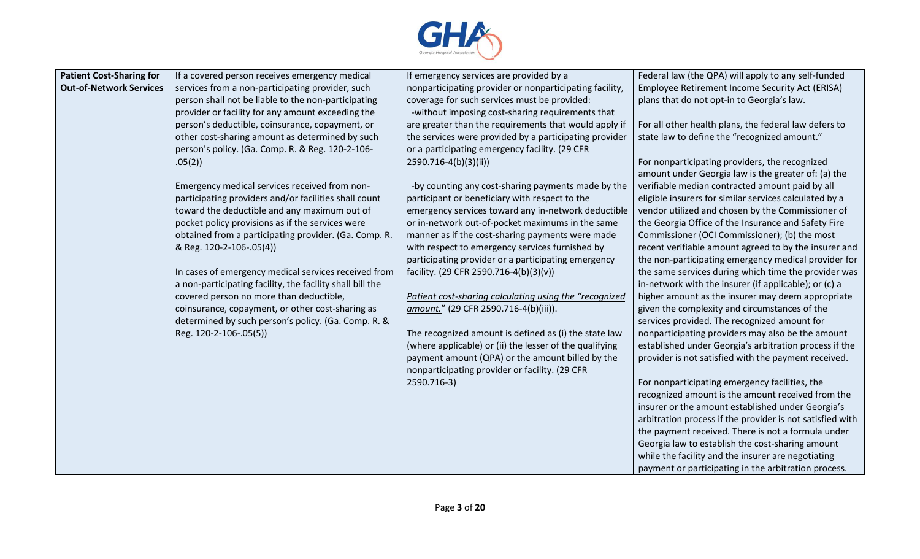| **Patient Cost-Sharing for Out-of-Network Services** | If a covered person receives emergency medical services from a non-participating provider, such person shall not be liable to the non-participating provider or facility for any amount exceeding the person's deductible, coinsurance, copayment, or other cost-sharing amount as determined by such person's policy. (Ga. Comp. R. & Reg. 120-2-106-.05(2))<br><br>Emergency medical services received from non-participating providers and/or facilities shall count toward the deductible and any maximum out of pocket policy provisions as if the services were obtained from a participating provider. (Ga. Comp. R. & Reg. 120-2-106-.05(4))<br><br>In cases of emergency medical services received from a non-participating facility, the facility shall bill the covered person no more than deductible, coinsurance, copayment, or other cost-sharing as determined by such person's policy. (Ga. Comp. R. & Reg. 120-2-106-.05(5)) | If emergency services are provided by a nonparticipating provider or nonparticipating facility, coverage for such services must be provided:<br>-without imposing cost-sharing requirements that are greater than the requirements that would apply if the services were provided by a participating provider or a participating emergency facility. (29 CFR 2590.716-4(b)(3)(ii))<br><br>-by counting any cost-sharing payments made by the participant or beneficiary with respect to the emergency services toward any in-network deductible or in-network out-of-pocket maximums in the same manner as if the cost-sharing payments were made with respect to emergency services furnished by participating provider or a participating emergency facility. (29 CFR 2590.716-4(b)(3)(v))<br><br>*Patient cost-sharing calculating using the "recognized amount."* (29 CFR 2590.716-4(b)(iii)).<br><br>The recognized amount is defined as (i) the state law (where applicable) or (ii) the lesser of the qualifying payment amount (QPA) or the amount billed by the nonparticipating provider or facility. (29 CFR 2590.716-3) | Federal law (the QPA) will apply to any self-funded Employee Retirement Income Security Act (ERISA) plans that do not opt-in to Georgia's law.<br><br>For all other health plans, the federal law defers to state law to define the "recognized amount."<br><br>For nonparticipating providers, the recognized amount under Georgia law is the greater of: (a) the verifiable median contracted amount paid by all eligible insurers for similar services calculated by a vendor utilized and chosen by the Commissioner of the Georgia Office of the Insurance and Safety Fire Commissioner (OCI Commissioner); (b) the most recent verifiable amount agreed to by the insurer and the non-participating emergency medical provider for the same services during which time the provider was in-network with the insurer (if applicable); or (c) a higher amount as the insurer may deem appropriate given the complexity and circumstances of the services provided. The recognized amount for nonparticipating providers may also be the amount established under Georgia's arbitration process if the provider is not satisfied with the payment received.<br><br>For nonparticipating emergency facilities, the recognized amount is the amount received from the insurer or the amount established under Georgia's arbitration process if the provider is not satisfied with the payment received. There is not a formula under Georgia law to establish the cost-sharing amount while the facility and the insurer are negotiating payment or participating in the arbitration process. |
|---|---|---|---|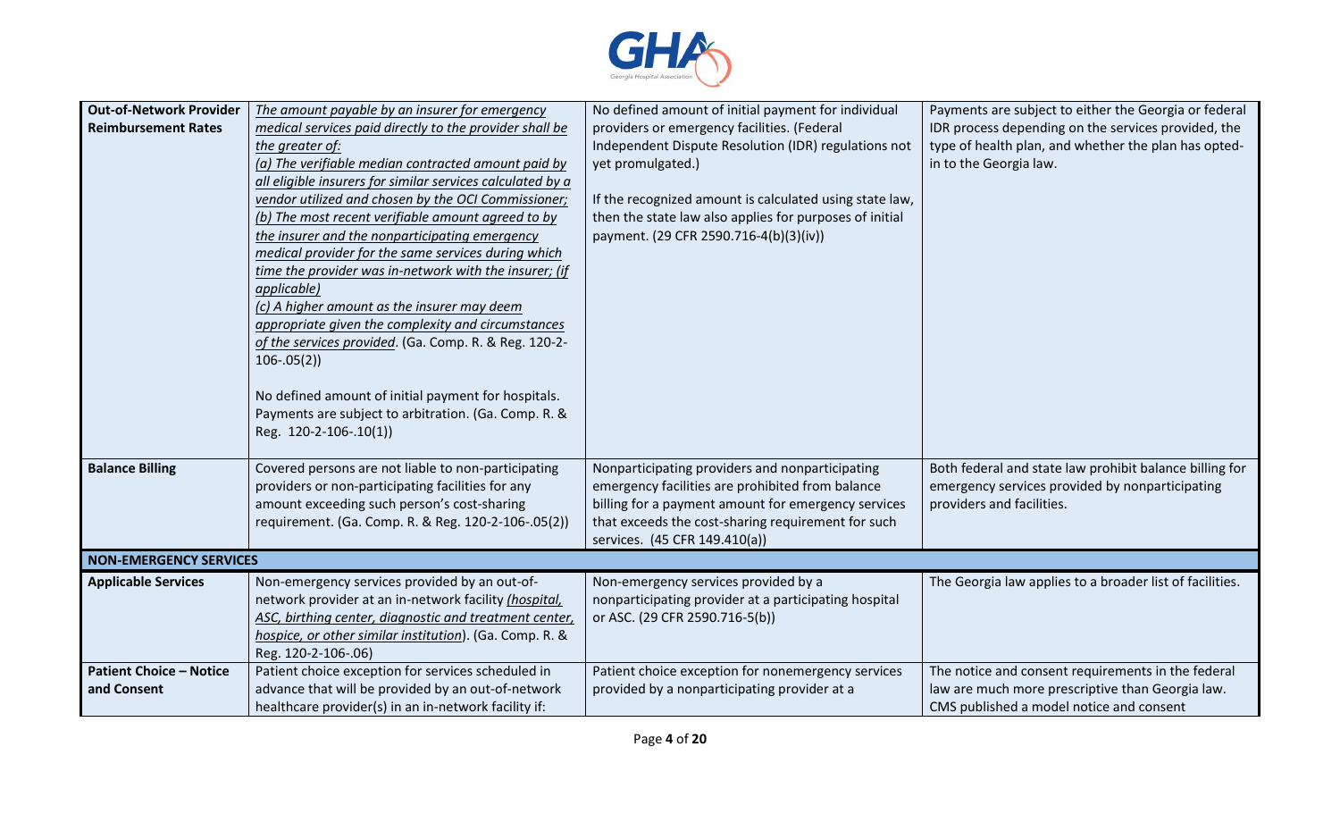| | | | |
|---|---|---|---|
| **Out-of-Network Provider Reimbursement Rates** | <u>The amount payable by an insurer for emergency medical services paid directly to the provider shall be the greater of:</u><br><u>(a) The verifiable median contracted amount paid by all eligible insurers for similar services calculated by a vendor utilized and chosen by the OCI Commissioner;</u><br><u>(b) The most recent verifiable amount agreed to by the insurer and the nonparticipating emergency medical provider for the same services during which time the provider was in-network with the insurer; (if applicable)</u><br><u>(c) A higher amount as the insurer may deem appropriate given the complexity and circumstances of the services provided</u>. (Ga. Comp. R. & Reg. 120-2-106-.05(2))<br><br>No defined amount of initial payment for hospitals. Payments are subject to arbitration. (Ga. Comp. R. & Reg. 120-2-106-.10(1)) | No defined amount of initial payment for individual providers or emergency facilities. (Federal Independent Dispute Resolution (IDR) regulations not yet promulgated.)<br><br>If the recognized amount is calculated using state law, then the state law also applies for purposes of initial payment. (29 CFR 2590.716-4(b)(3)(iv)) | Payments are subject to either the Georgia or federal IDR process depending on the services provided, the type of health plan, and whether the plan has opted-in to the Georgia law. |
| **Balance Billing** | Covered persons are not liable to non-participating providers or non-participating facilities for any amount exceeding such person's cost-sharing requirement. (Ga. Comp. R. & Reg. 120-2-106-.05(2)) | Nonparticipating providers and nonparticipating emergency facilities are prohibited from balance billing for a payment amount for emergency services that exceeds the cost-sharing requirement for such services. (45 CFR 149.410(a)) | Both federal and state law prohibit balance billing for emergency services provided by nonparticipating providers and facilities. |
| **NON-EMERGENCY SERVICES** | | | |
| **Applicable Services** | Non-emergency services provided by an out-of-network provider at an in-network facility <u>*(hospital, ASC, birthing center, diagnostic and treatment center, hospice, or other similar institution*)</u>. (Ga. Comp. R. & Reg. 120-2-106-.06) | Non-emergency services provided by a nonparticipating provider at a participating hospital or ASC. (29 CFR 2590.716-5(b)) | The Georgia law applies to a broader list of facilities. |
| **Patient Choice – Notice and Consent** | Patient choice exception for services scheduled in advance that will be provided by an out-of-network healthcare provider(s) in an in-network facility if: | Patient choice exception for nonemergency services provided by a nonparticipating provider at a | The notice and consent requirements in the federal law are much more prescriptive than Georgia law. CMS published a model notice and consent |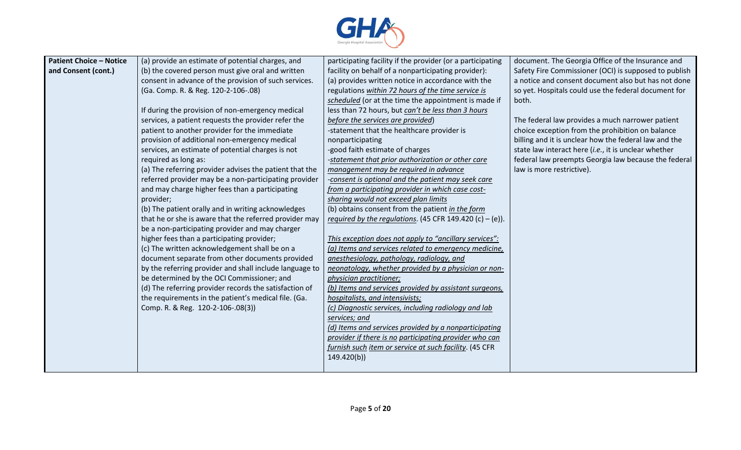| | | | |
|---|---|---|---|
| **Patient Choice – Notice and Consent (cont.)** | (a) provide an estimate of potential charges, and<br>(b) the covered person must give oral and written consent in advance of the provision of such services. (Ga. Comp. R. & Reg. 120-2-106-.08)<br><br>If during the provision of non-emergency medical services, a patient requests the provider refer the patient to another provider for the immediate provision of additional non-emergency medical services, an estimate of potential charges is not required as long as:<br>(a) The referring provider advises the patient that the referred provider may be a non-participating provider and may charge higher fees than a participating provider;<br>(b) The patient orally and in writing acknowledges that he or she is aware that the referred provider may be a non-participating provider and may charger higher fees than a participating provider;<br>(c) The written acknowledgement shall be on a document separate from other documents provided by the referring provider and shall include language to be determined by the OCI Commissioner; and<br>(d) The referring provider records the satisfaction of the requirements in the patient's medical file. (Ga. Comp. R. & Reg. 120-2-106-.08(3)) | participating facility if the provider (or a participating facility on behalf of a nonparticipating provider):<br>(a) provides written notice in accordance with the regulations <u>within 72 hours of the time service is scheduled</u> (or at the time the appointment is made if less than 72 hours, but <u>can't be less than 3 hours before the services are provided</u>)<br>-statement that the healthcare provider is nonparticipating<br>-good faith estimate of charges<br>-<u>statement that prior authorization or other care management may be required in advance</u><br>-<u>consent is optional and the patient may seek care from a participating provider in which case cost-sharing would not exceed plan limits</u><br>(b) obtains consent from the patient <u>in the form required by the regulations</u>. (45 CFR 149.420 (c) – (e)).<br><br><u>This exception does not apply to "ancillary services":</u><br><u>(a) Items and services related to emergency medicine, anesthesiology, pathology, radiology, and neonatology, whether provided by a physician or non-physician practitioner;</u><br><u>(b) Items and services provided by assistant surgeons, hospitalists, and intensivists;</u><br><u>(c) Diagnostic services, including radiology and lab services; and</u><br><u>(d) Items and services provided by a nonparticipating provider if there is no participating provider who can furnish such item or service at such facility</u>. (45 CFR 149.420(b)) | document. The Georgia Office of the Insurance and Safety Fire Commissioner (OCI) is supposed to publish a notice and consent document also but has not done so yet. Hospitals could use the federal document for both.<br><br>The federal law provides a much narrower patient choice exception from the prohibition on balance billing and it is unclear how the federal law and the state law interact here (*i.e.*, it is unclear whether federal law preempts Georgia law because the federal law is more restrictive). |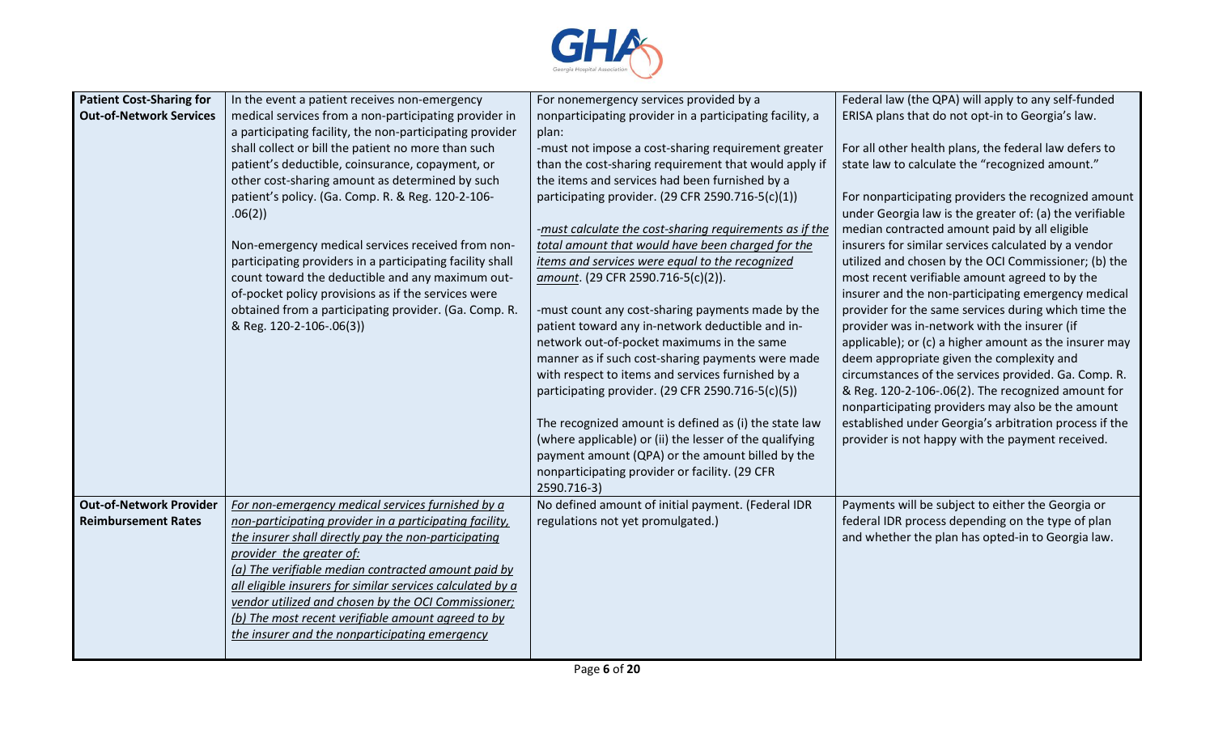| | | | |
|---|---|---|---|
| **Patient Cost-Sharing for Out-of-Network Services** | In the event a patient receives non-emergency medical services from a non-participating provider in a participating facility, the non-participating provider shall collect or bill the patient no more than such patient's deductible, coinsurance, copayment, or other cost-sharing amount as determined by such patient's policy. (Ga. Comp. R. & Reg. 120-2-106-.06(2))<br><br>Non-emergency medical services received from non-participating providers in a participating facility shall count toward the deductible and any maximum out-of-pocket policy provisions as if the services were obtained from a participating provider. (Ga. Comp. R. & Reg. 120-2-106-.06(3)) | For nonemergency services provided by a nonparticipating provider in a participating facility, a plan:<br>-must not impose a cost-sharing requirement greater than the cost-sharing requirement that would apply if the items and services had been furnished by a participating provider. (29 CFR 2590.716-5(c)(1))<br><br>-*must calculate the cost-sharing requirements as if the total amount that would have been charged for the items and services were equal to the recognized amount*. (29 CFR 2590.716-5(c)(2)).<br><br>-must count any cost-sharing payments made by the patient toward any in-network deductible and in-network out-of-pocket maximums in the same manner as if such cost-sharing payments were made with respect to items and services furnished by a participating provider. (29 CFR 2590.716-5(c)(5))<br><br>The recognized amount is defined as (i) the state law (where applicable) or (ii) the lesser of the qualifying payment amount (QPA) or the amount billed by the nonparticipating provider or facility. (29 CFR 2590.716-3) | Federal law (the QPA) will apply to any self-funded ERISA plans that do not opt-in to Georgia's law.<br><br>For all other health plans, the federal law defers to state law to calculate the "recognized amount."<br><br>For nonparticipating providers the recognized amount under Georgia law is the greater of: (a) the verifiable median contracted amount paid by all eligible insurers for similar services calculated by a vendor utilized and chosen by the OCI Commissioner; (b) the most recent verifiable amount agreed to by the insurer and the non-participating emergency medical provider for the same services during which time the provider was in-network with the insurer (if applicable); or (c) a higher amount as the insurer may deem appropriate given the complexity and circumstances of the services provided. Ga. Comp. R. & Reg. 120-2-106-.06(2). The recognized amount for nonparticipating providers may also be the amount established under Georgia's arbitration process if the provider is not happy with the payment received. |
| **Out-of-Network Provider Reimbursement Rates** | *For non-emergency medical services furnished by a non-participating provider in a participating facility, the insurer shall directly pay the non-participating provider the greater of:*<br>*(a) The verifiable median contracted amount paid by all eligible insurers for similar services calculated by a vendor utilized and chosen by the OCI Commissioner;*<br>*(b) The most recent verifiable amount agreed to by the insurer and the nonparticipating emergency* | No defined amount of initial payment. (Federal IDR regulations not yet promulgated.) | Payments will be subject to either the Georgia or federal IDR process depending on the type of plan and whether the plan has opted-in to Georgia law. |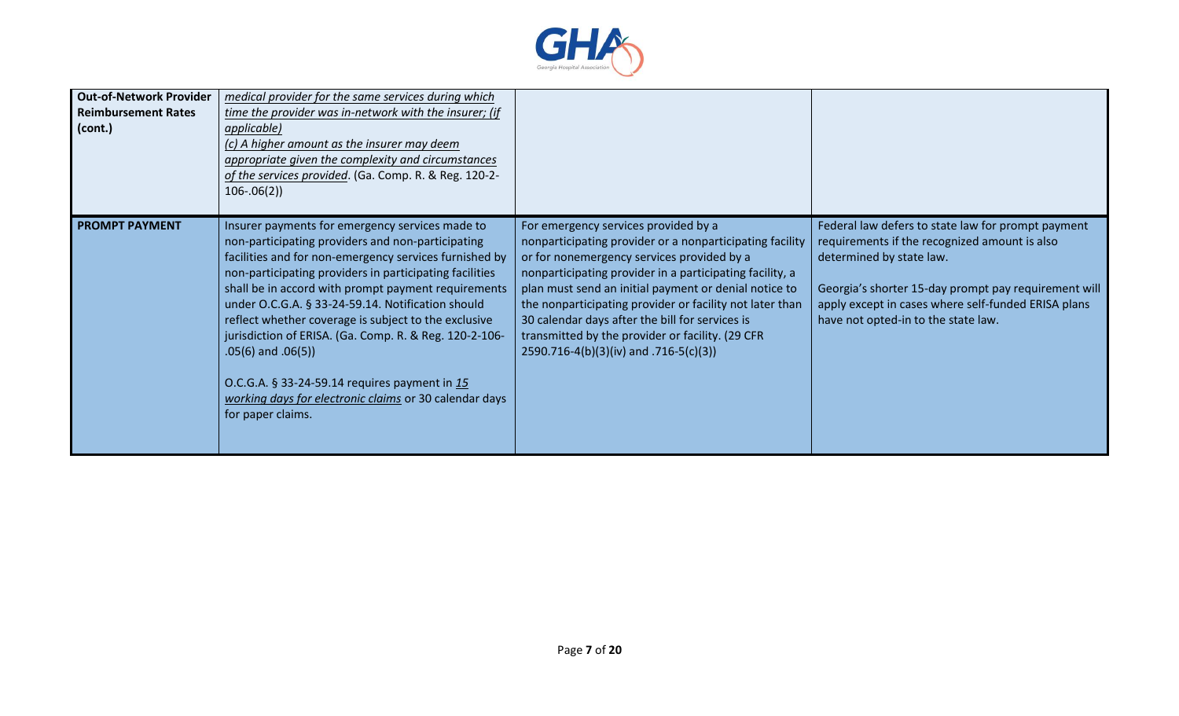| | | | |
|---|---|---|---|
| **Out-of-Network Provider Reimbursement Rates (cont.)** | _medical provider for the same services during which time the provider was in-network with the insurer; (if applicable)_<br>_(c) A higher amount as the insurer may deem appropriate given the complexity and circumstances of the services provided_. (Ga. Comp. R. & Reg. 120-2-106-.06(2)) | | |
| **PROMPT PAYMENT** | Insurer payments for emergency services made to non-participating providers and non-participating facilities and for non-emergency services furnished by non-participating providers in participating facilities shall be in accord with prompt payment requirements under O.C.G.A. § 33-24-59.14. Notification should reflect whether coverage is subject to the exclusive jurisdiction of ERISA. (Ga. Comp. R. & Reg. 120-2-106-.05(6) and .06(5))<br><br>O.C.G.A. § 33-24-59.14 requires payment in _15 working days for electronic claims_ or 30 calendar days for paper claims. | For emergency services provided by a nonparticipating provider or a nonparticipating facility or for nonemergency services provided by a nonparticipating provider in a participating facility, a plan must send an initial payment or denial notice to the nonparticipating provider or facility not later than 30 calendar days after the bill for services is transmitted by the provider or facility. (29 CFR 2590.716-4(b)(3)(iv) and .716-5(c)(3)) | Federal law defers to state law for prompt payment requirements if the recognized amount is also determined by state law.<br><br>Georgia's shorter 15-day prompt pay requirement will apply except in cases where self-funded ERISA plans have not opted-in to the state law. |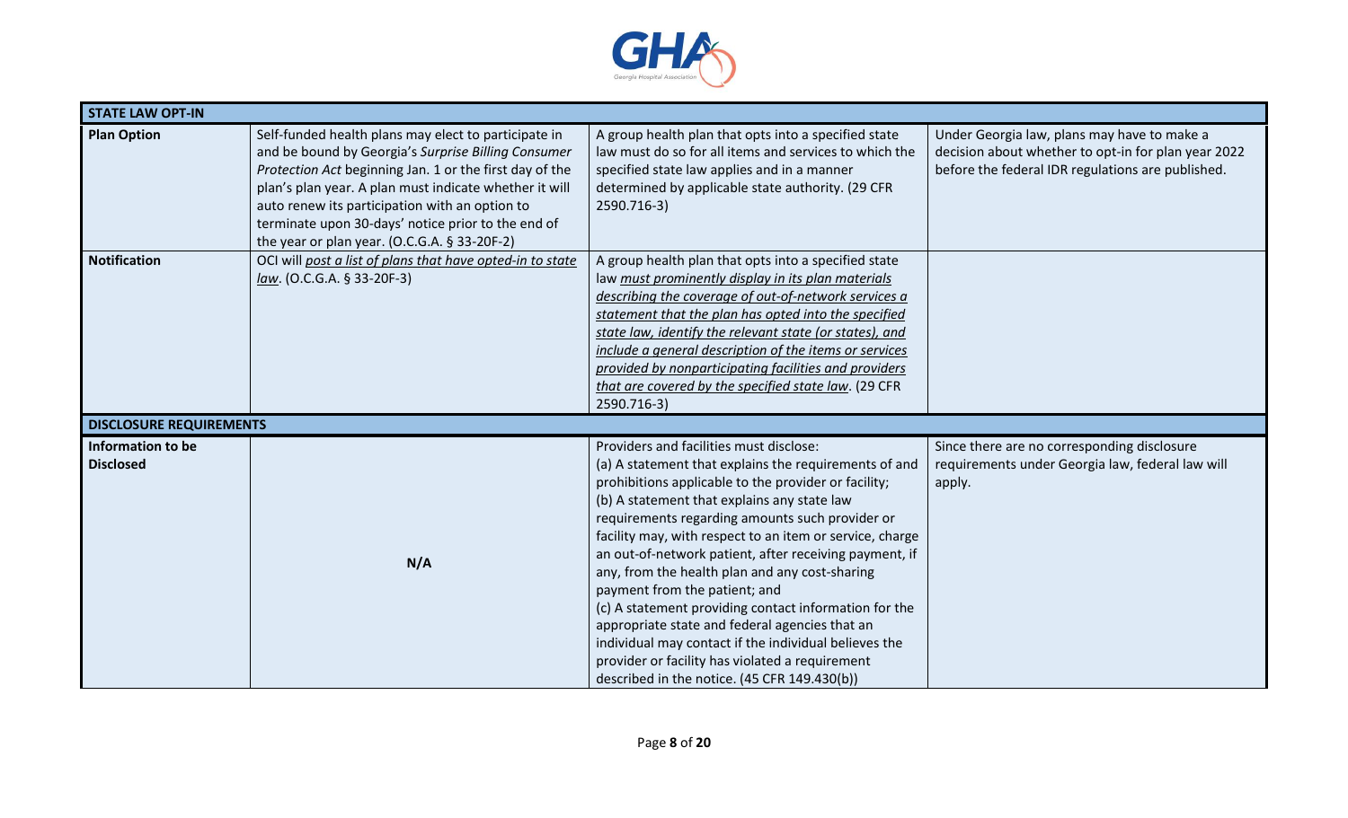| STATE LAW OPT-IN | | | |
|---|---|---|---|
| **Plan Option** | Self-funded health plans may elect to participate in and be bound by Georgia's *Surprise Billing Consumer Protection Act* beginning Jan. 1 or the first day of the plan's plan year. A plan must indicate whether it will auto renew its participation with an option to terminate upon 30-days' notice prior to the end of the year or plan year. (O.C.G.A. § 33-20F-2) | A group health plan that opts into a specified state law must do so for all items and services to which the specified state law applies and in a manner determined by applicable state authority. (29 CFR 2590.716-3) | Under Georgia law, plans may have to make a decision about whether to opt-in for plan year 2022 before the federal IDR regulations are published. |
| **Notification** | OCI will *post a list of plans that have opted-in to state law*. (O.C.G.A. § 33-20F-3) | A group health plan that opts into a specified state law *must prominently display in its plan materials describing the coverage of out-of-network services a statement that the plan has opted into the specified state law, identify the relevant state (or states), and include a general description of the items or services provided by nonparticipating facilities and providers that are covered by the specified state law*. (29 CFR 2590.716-3) | |
| **DISCLOSURE REQUIREMENTS** | | | |
| **Information to be Disclosed** | N/A | Providers and facilities must disclose:<br>(a) A statement that explains the requirements of and prohibitions applicable to the provider or facility;<br>(b) A statement that explains any state law requirements regarding amounts such provider or facility may, with respect to an item or service, charge an out-of-network patient, after receiving payment, if any, from the health plan and any cost-sharing payment from the patient; and<br>(c) A statement providing contact information for the appropriate state and federal agencies that an individual may contact if the individual believes the provider or facility has violated a requirement described in the notice. (45 CFR 149.430(b)) | Since there are no corresponding disclosure requirements under Georgia law, federal law will apply. |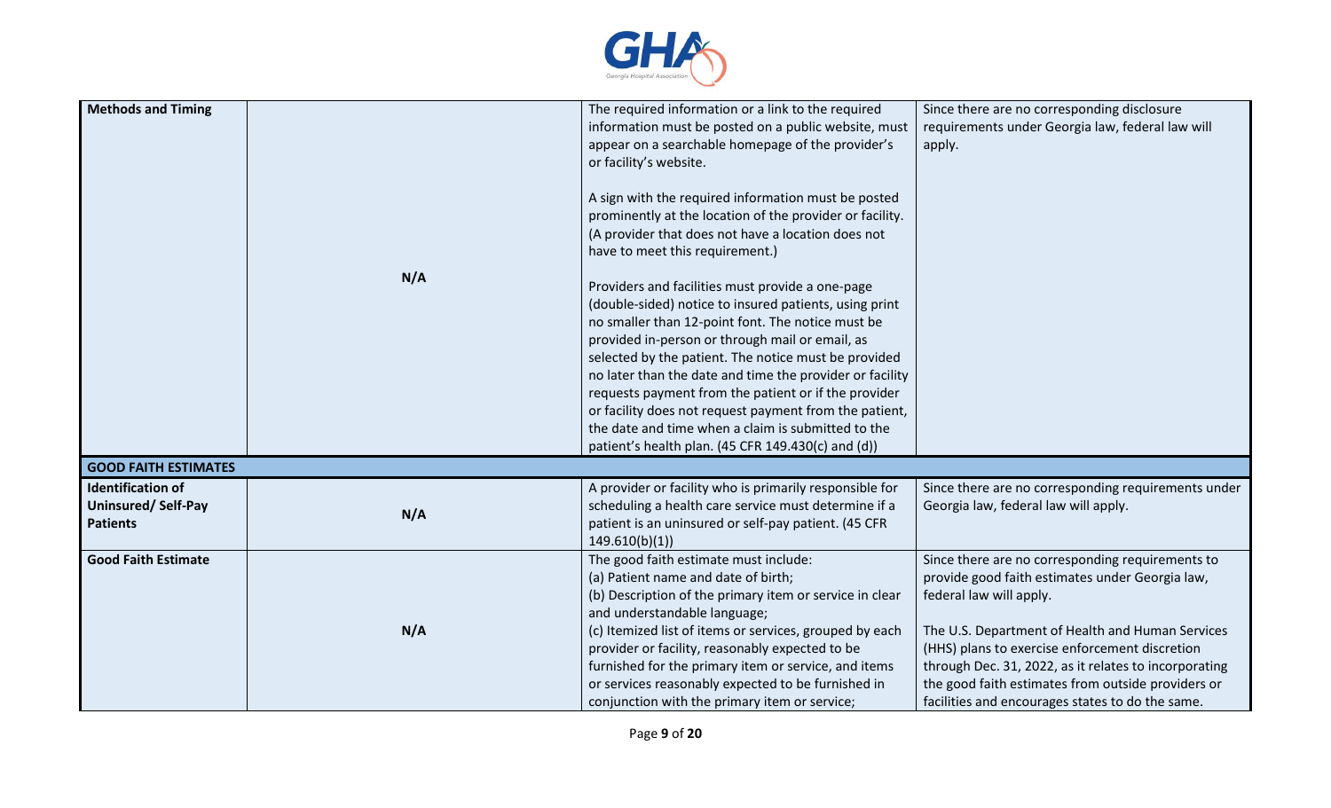| | | | |
|---|---|---|---|
| **Methods and Timing** | N/A | The required information or a link to the required information must be posted on a public website, must appear on a searchable homepage of the provider's or facility's website.<br><br>A sign with the required information must be posted prominently at the location of the provider or facility. (A provider that does not have a location does not have to meet this requirement.)<br><br>Providers and facilities must provide a one-page (double-sided) notice to insured patients, using print no smaller than 12-point font. The notice must be provided in-person or through mail or email, as selected by the patient. The notice must be provided no later than the date and time the provider or facility requests payment from the patient or if the provider or facility does not request payment from the patient, the date and time when a claim is submitted to the patient's health plan. (45 CFR 149.430(c) and (d)) | Since there are no corresponding disclosure requirements under Georgia law, federal law will apply. |
| **GOOD FAITH ESTIMATES** | | | |
| **Identification of Uninsured/ Self-Pay Patients** | N/A | A provider or facility who is primarily responsible for scheduling a health care service must determine if a patient is an uninsured or self-pay patient. (45 CFR 149.610(b)(1)) | Since there are no corresponding requirements under Georgia law, federal law will apply. |
| **Good Faith Estimate** | N/A | The good faith estimate must include:<br>(a) Patient name and date of birth;<br>(b) Description of the primary item or service in clear and understandable language;<br>(c) Itemized list of items or services, grouped by each provider or facility, reasonably expected to be furnished for the primary item or service, and items or services reasonably expected to be furnished in conjunction with the primary item or service; | Since there are no corresponding requirements to provide good faith estimates under Georgia law, federal law will apply.<br><br>The U.S. Department of Health and Human Services (HHS) plans to exercise enforcement discretion through Dec. 31, 2022, as it relates to incorporating the good faith estimates from outside providers or facilities and encourages states to do the same. |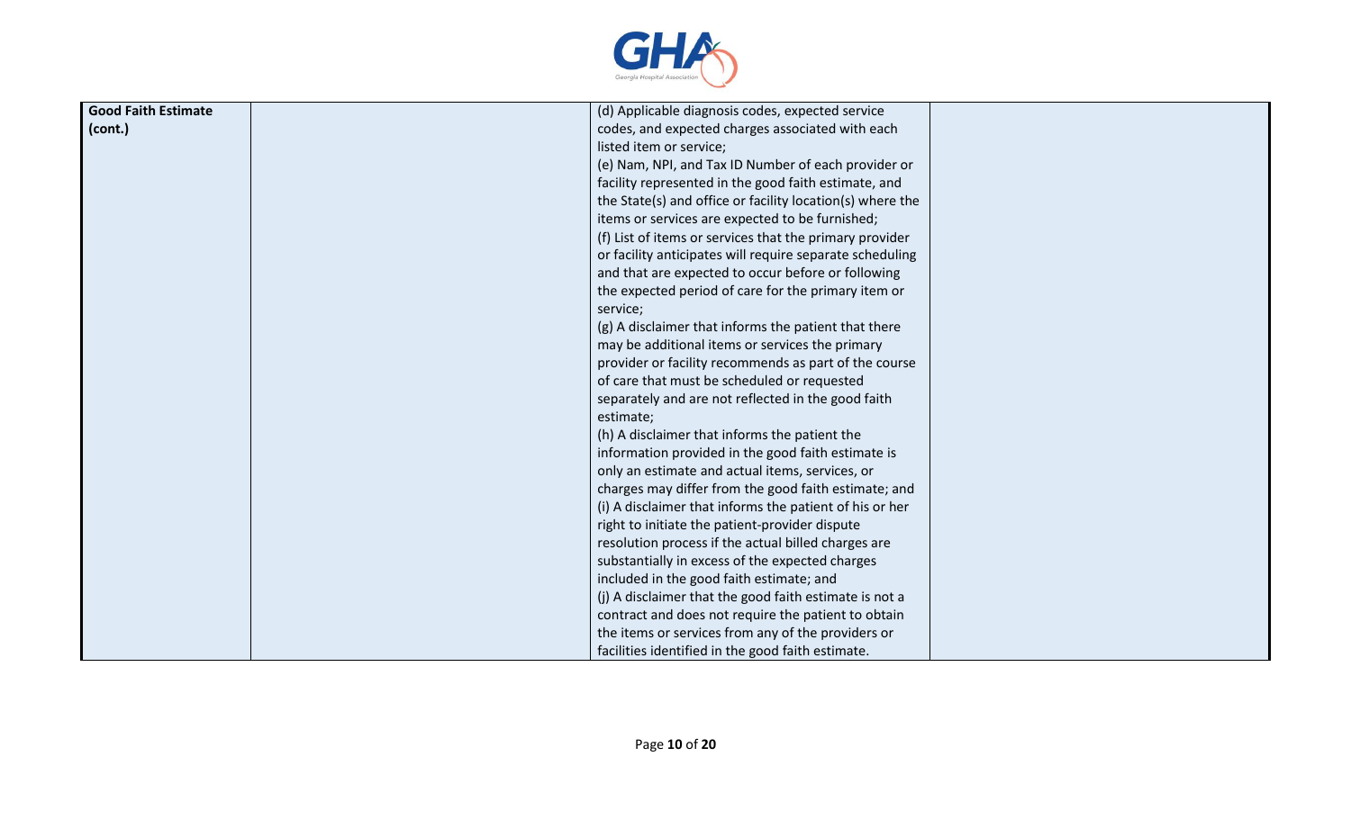| | | | |
|---|---|---|---|
| **Good Faith Estimate (cont.)** | | (d) Applicable diagnosis codes, expected service codes, and expected charges associated with each listed item or service;<br>(e) Nam, NPI, and Tax ID Number of each provider or facility represented in the good faith estimate, and the State(s) and office or facility location(s) where the items or services are expected to be furnished;<br>(f) List of items or services that the primary provider or facility anticipates will require separate scheduling and that are expected to occur before or following the expected period of care for the primary item or service;<br>(g) A disclaimer that informs the patient that there may be additional items or services the primary provider or facility recommends as part of the course of care that must be scheduled or requested separately and are not reflected in the good faith estimate;<br>(h) A disclaimer that informs the patient the information provided in the good faith estimate is only an estimate and actual items, services, or charges may differ from the good faith estimate; and<br>(i) A disclaimer that informs the patient of his or her right to initiate the patient-provider dispute resolution process if the actual billed charges are substantially in excess of the expected charges included in the good faith estimate; and<br>(j) A disclaimer that the good faith estimate is not a contract and does not require the patient to obtain the items or services from any of the providers or facilities identified in the good faith estimate. | |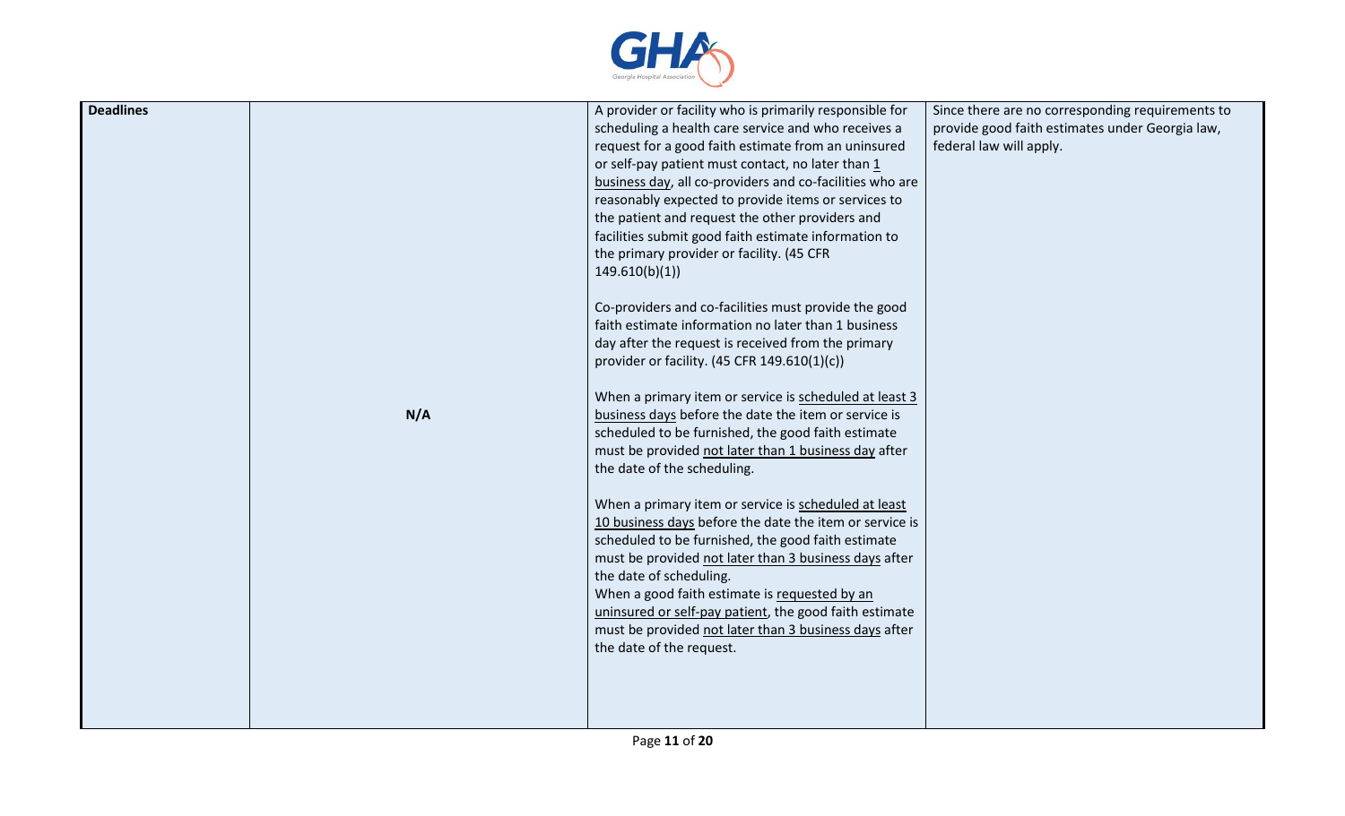| **Deadlines** | N/A | A provider or facility who is primarily responsible for scheduling a health care service and who receives a request for a good faith estimate from an uninsured or self-pay patient must contact, no later than 1 business day, all co-providers and co-facilities who are reasonably expected to provide items or services to the patient and request the other providers and facilities submit good faith estimate information to the primary provider or facility. (45 CFR 149.610(b)(1))<br><br>Co-providers and co-facilities must provide the good faith estimate information no later than 1 business day after the request is received from the primary provider or facility. (45 CFR 149.610(1)(c))<br><br>When a primary item or service is scheduled at least 3 business days before the date the item or service is scheduled to be furnished, the good faith estimate must be provided not later than 1 business day after the date of the scheduling.<br><br>When a primary item or service is scheduled at least 10 business days before the date the item or service is scheduled to be furnished, the good faith estimate must be provided not later than 3 business days after the date of scheduling.<br>When a good faith estimate is requested by an uninsured or self-pay patient, the good faith estimate must be provided not later than 3 business days after the date of the request. | Since there are no corresponding requirements to provide good faith estimates under Georgia law, federal law will apply. |
|---|---|---|---|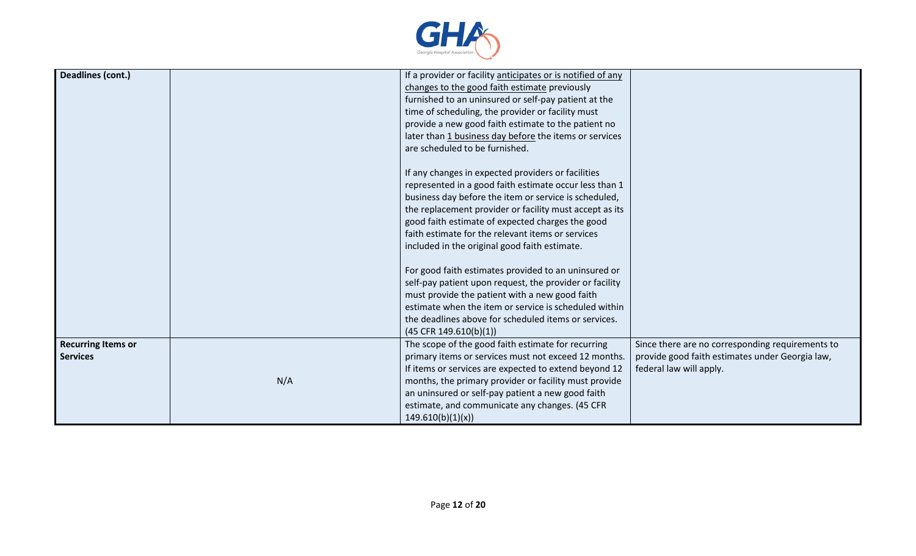| Deadlines (cont.) | | If a provider or facility anticipates or is notified of any changes to the good faith estimate previously furnished to an uninsured or self-pay patient at the time of scheduling, the provider or facility must provide a new good faith estimate to the patient no later than 1 business day before the items or services are scheduled to be furnished.<br><br>If any changes in expected providers or facilities represented in a good faith estimate occur less than 1 business day before the item or service is scheduled, the replacement provider or facility must accept as its good faith estimate of expected charges the good faith estimate for the relevant items or services included in the original good faith estimate.<br><br>For good faith estimates provided to an uninsured or self-pay patient upon request, the provider or facility must provide the patient with a new good faith estimate when the item or service is scheduled within the deadlines above for scheduled items or services. (45 CFR 149.610(b)(1)) | |
|---|---|---|---|
| **Recurring Items or Services** | N/A | The scope of the good faith estimate for recurring primary items or services must not exceed 12 months. If items or services are expected to extend beyond 12 months, the primary provider or facility must provide an uninsured or self-pay patient a new good faith estimate, and communicate any changes. (45 CFR 149.610(b)(1)(x)) | Since there are no corresponding requirements to provide good faith estimates under Georgia law, federal law will apply. |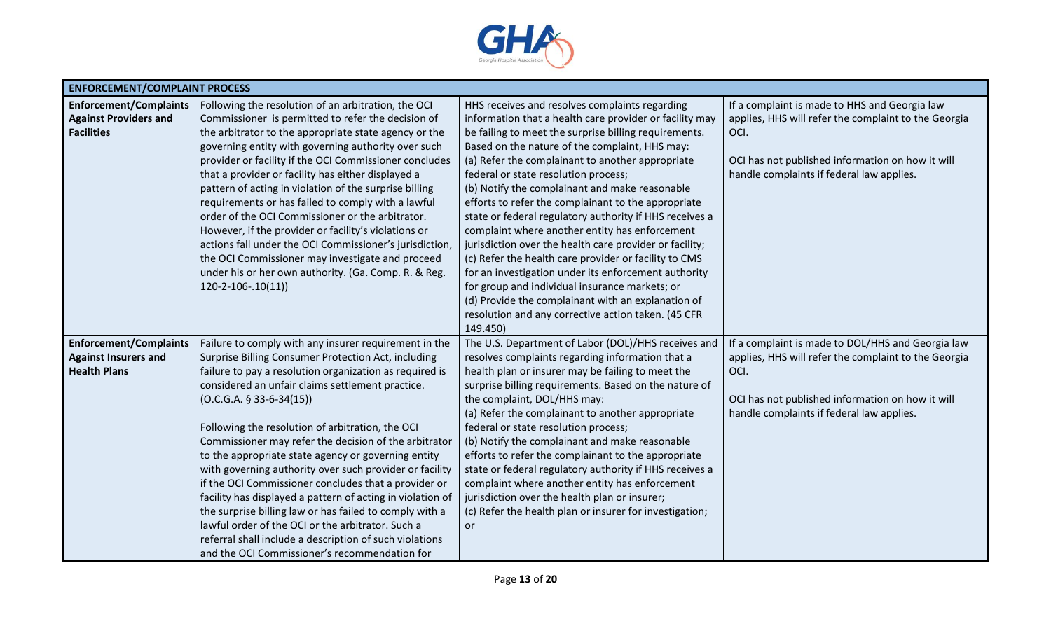| ENFORCEMENT/COMPLAINT PROCESS | | | |
|---|---|---|---|
| **Enforcement/Complaints Against Providers and Facilities** | Following the resolution of an arbitration, the OCI Commissioner is permitted to refer the decision of the arbitrator to the appropriate state agency or the governing entity with governing authority over such provider or facility if the OCI Commissioner concludes that a provider or facility has either displayed a pattern of acting in violation of the surprise billing requirements or has failed to comply with a lawful order of the OCI Commissioner or the arbitrator. However, if the provider or facility's violations or actions fall under the OCI Commissioner's jurisdiction, the OCI Commissioner may investigate and proceed under his or her own authority. (Ga. Comp. R. & Reg. 120-2-106-.10(11)) | HHS receives and resolves complaints regarding information that a health care provider or facility may be failing to meet the surprise billing requirements. Based on the nature of the complaint, HHS may:<br>(a) Refer the complainant to another appropriate federal or state resolution process;<br>(b) Notify the complainant and make reasonable efforts to refer the complainant to the appropriate state or federal regulatory authority if HHS receives a complaint where another entity has enforcement jurisdiction over the health care provider or facility;<br>(c) Refer the health care provider or facility to CMS for an investigation under its enforcement authority for group and individual insurance markets; or<br>(d) Provide the complainant with an explanation of resolution and any corrective action taken. (45 CFR 149.450) | If a complaint is made to HHS and Georgia law applies, HHS will refer the complaint to the Georgia OCI.<br><br>OCI has not published information on how it will handle complaints if federal law applies. |
| **Enforcement/Complaints Against Insurers and Health Plans** | Failure to comply with any insurer requirement in the Surprise Billing Consumer Protection Act, including failure to pay a resolution organization as required is considered an unfair claims settlement practice. (O.C.G.A. § 33-6-34(15))<br><br>Following the resolution of arbitration, the OCI Commissioner may refer the decision of the arbitrator to the appropriate state agency or governing entity with governing authority over such provider or facility if the OCI Commissioner concludes that a provider or facility has displayed a pattern of acting in violation of the surprise billing law or has failed to comply with a lawful order of the OCI or the arbitrator. Such a referral shall include a description of such violations and the OCI Commissioner's recommendation for | The U.S. Department of Labor (DOL)/HHS receives and resolves complaints regarding information that a health plan or insurer may be failing to meet the surprise billing requirements. Based on the nature of the complaint, DOL/HHS may:<br>(a) Refer the complainant to another appropriate federal or state resolution process;<br>(b) Notify the complainant and make reasonable efforts to refer the complainant to the appropriate state or federal regulatory authority if HHS receives a complaint where another entity has enforcement jurisdiction over the health plan or insurer;<br>(c) Refer the health plan or insurer for investigation; or | If a complaint is made to DOL/HHS and Georgia law applies, HHS will refer the complaint to the Georgia OCI.<br><br>OCI has not published information on how it will handle complaints if federal law applies. |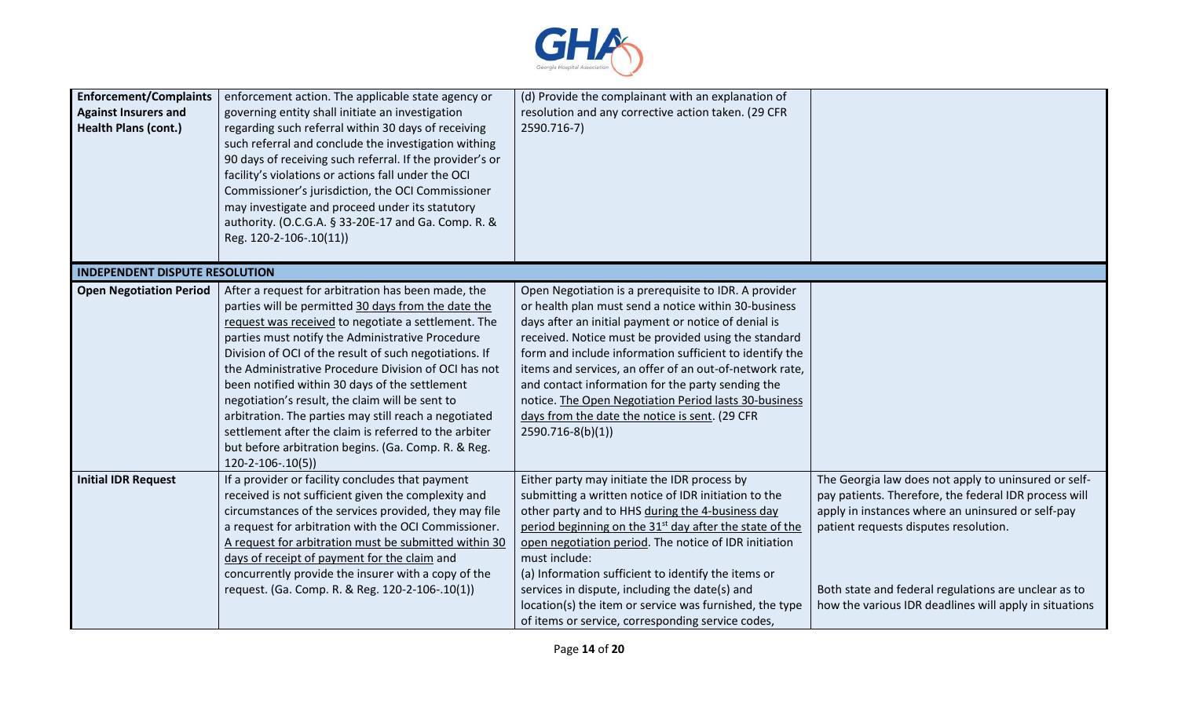| | | | |
|---|---|---|---|
| **Enforcement/Complaints Against Insurers and Health Plans (cont.)** | enforcement action. The applicable state agency or governing entity shall initiate an investigation regarding such referral within 30 days of receiving such referral and conclude the investigation withing 90 days of receiving such referral. If the provider's or facility's violations or actions fall under the OCI Commissioner's jurisdiction, the OCI Commissioner may investigate and proceed under its statutory authority. (O.C.G.A. § 33-20E-17 and Ga. Comp. R. & Reg. 120-2-106-.10(11)) | (d) Provide the complainant with an explanation of resolution and any corrective action taken. (29 CFR 2590.716-7) | |
| **INDEPENDENT DISPUTE RESOLUTION** | | | |
| **Open Negotiation Period** | After a request for arbitration has been made, the parties will be permitted 30 days from the date the request was received to negotiate a settlement. The parties must notify the Administrative Procedure Division of OCI of the result of such negotiations. If the Administrative Procedure Division of OCI has not been notified within 30 days of the settlement negotiation's result, the claim will be sent to arbitration. The parties may still reach a negotiated settlement after the claim is referred to the arbiter but before arbitration begins. (Ga. Comp. R. & Reg. 120-2-106-.10(5)) | Open Negotiation is a prerequisite to IDR. A provider or health plan must send a notice within 30-business days after an initial payment or notice of denial is received. Notice must be provided using the standard form and include information sufficient to identify the items and services, an offer of an out-of-network rate, and contact information for the party sending the notice. The Open Negotiation Period lasts 30-business days from the date the notice is sent. (29 CFR 2590.716-8(b)(1)) | |
| **Initial IDR Request** | If a provider or facility concludes that payment received is not sufficient given the complexity and circumstances of the services provided, they may file a request for arbitration with the OCI Commissioner. A request for arbitration must be submitted within 30 days of receipt of payment for the claim and concurrently provide the insurer with a copy of the request. (Ga. Comp. R. & Reg. 120-2-106-.10(1)) | Either party may initiate the IDR process by submitting a written notice of IDR initiation to the other party and to HHS during the 4-business day period beginning on the 31st day after the state of the open negotiation period. The notice of IDR initiation must include:<br>(a) Information sufficient to identify the items or services in dispute, including the date(s) and location(s) the item or service was furnished, the type of items or service, corresponding service codes, | The Georgia law does not apply to uninsured or self-pay patients. Therefore, the federal IDR process will apply in instances where an uninsured or self-pay patient requests disputes resolution.<br><br>Both state and federal regulations are unclear as to how the various IDR deadlines will apply in situations |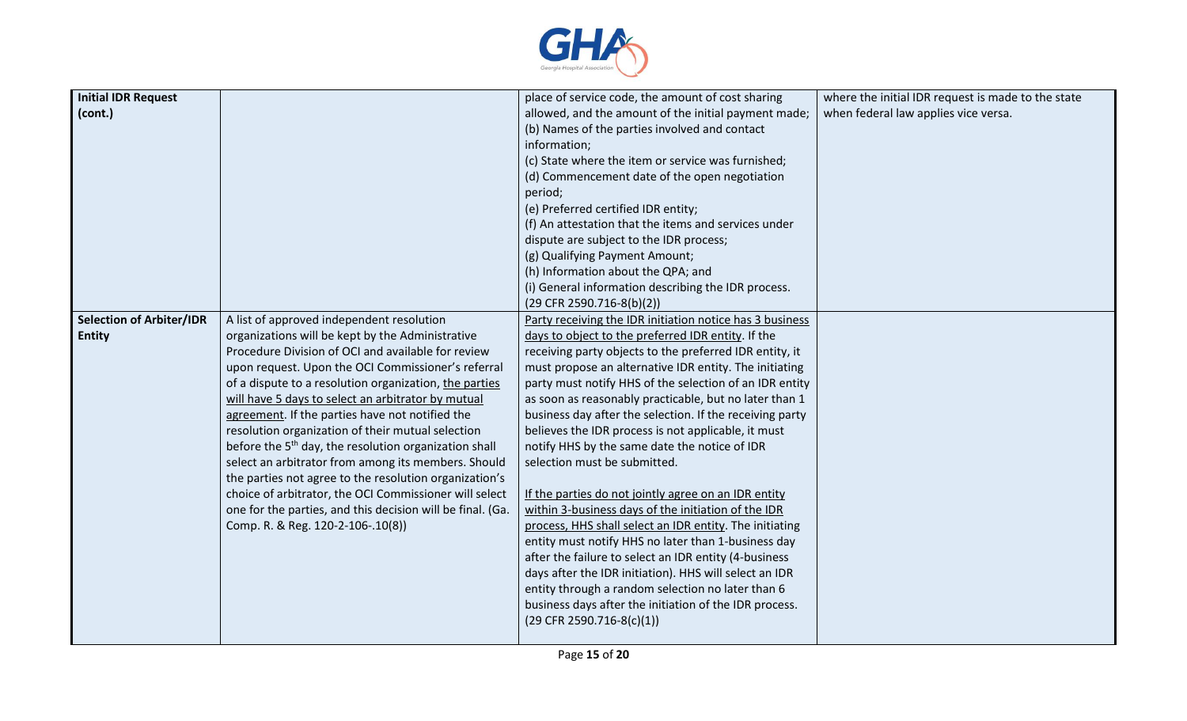| **Initial IDR Request (cont.)** | | place of service code, the amount of cost sharing allowed, and the amount of the initial payment made;<br>(b) Names of the parties involved and contact information;<br>(c) State where the item or service was furnished;<br>(d) Commencement date of the open negotiation period;<br>(e) Preferred certified IDR entity;<br>(f) An attestation that the items and services under dispute are subject to the IDR process;<br>(g) Qualifying Payment Amount;<br>(h) Information about the QPA; and<br>(i) General information describing the IDR process.<br>(29 CFR 2590.716-8(b)(2)) | where the initial IDR request is made to the state when federal law applies vice versa. |
|---|---|---|---|
| **Selection of Arbiter/IDR Entity** | A list of approved independent resolution organizations will be kept by the Administrative Procedure Division of OCI and available for review upon request. Upon the OCI Commissioner's referral of a dispute to a resolution organization, <u>the parties will have 5 days to select an arbitrator by mutual agreement</u>. If the parties have not notified the resolution organization of their mutual selection before the 5th day, the resolution organization shall select an arbitrator from among its members. Should the parties not agree to the resolution organization's choice of arbitrator, the OCI Commissioner will select one for the parties, and this decision will be final. (Ga. Comp. R. & Reg. 120-2-106-.10(8)) | <u>Party receiving the IDR initiation notice has 3 business days to object to the preferred IDR entity</u>. If the receiving party objects to the preferred IDR entity, it must propose an alternative IDR entity. The initiating party must notify HHS of the selection of an IDR entity as soon as reasonably practicable, but no later than 1 business day after the selection. If the receiving party believes the IDR process is not applicable, it must notify HHS by the same date the notice of IDR selection must be submitted.<br><br><u>If the parties do not jointly agree on an IDR entity within 3-business days of the initiation of the IDR process, HHS shall select an IDR entity</u>. The initiating entity must notify HHS no later than 1-business day after the failure to select an IDR entity (4-business days after the IDR initiation). HHS will select an IDR entity through a random selection no later than 6 business days after the initiation of the IDR process.<br>(29 CFR 2590.716-8(c)(1)) | |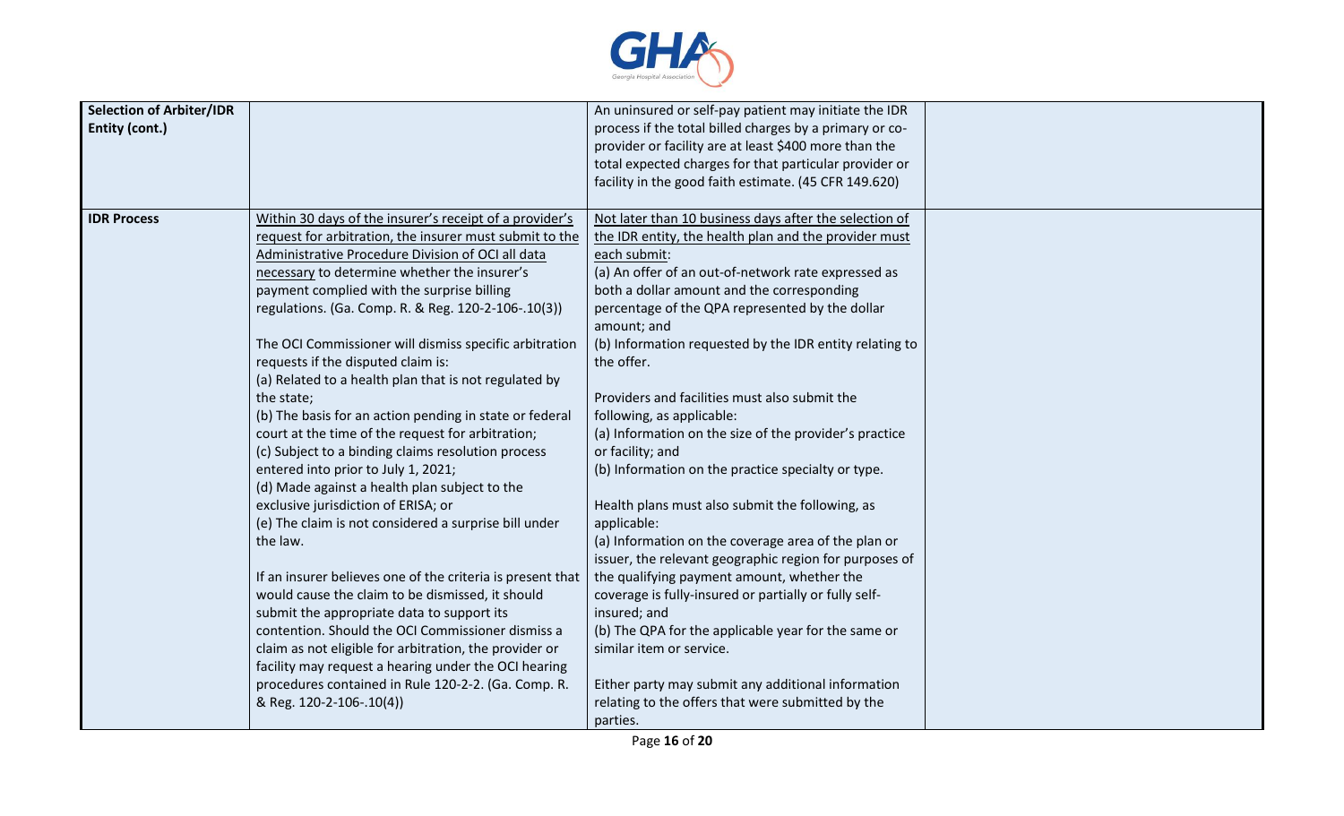| | | | |
|---|---|---|---|
| **Selection of Arbiter/IDR Entity (cont.)** | | An uninsured or self-pay patient may initiate the IDR process if the total billed charges by a primary or co-provider or facility are at least $400 more than the total expected charges for that particular provider or facility in the good faith estimate. (45 CFR 149.620) | |
| **IDR Process** | Within 30 days of the insurer's receipt of a provider's request for arbitration, the insurer must submit to the Administrative Procedure Division of OCI all data necessary to determine whether the insurer's payment complied with the surprise billing regulations. (Ga. Comp. R. & Reg. 120-2-106-.10(3))<br><br>The OCI Commissioner will dismiss specific arbitration requests if the disputed claim is:<br>(a) Related to a health plan that is not regulated by the state;<br>(b) The basis for an action pending in state or federal court at the time of the request for arbitration;<br>(c) Subject to a binding claims resolution process entered into prior to July 1, 2021;<br>(d) Made against a health plan subject to the exclusive jurisdiction of ERISA; or<br>(e) The claim is not considered a surprise bill under the law.<br><br>If an insurer believes one of the criteria is present that would cause the claim to be dismissed, it should submit the appropriate data to support its contention. Should the OCI Commissioner dismiss a claim as not eligible for arbitration, the provider or facility may request a hearing under the OCI hearing procedures contained in Rule 120-2-2. (Ga. Comp. R. & Reg. 120-2-106-.10(4)) | Not later than 10 business days after the selection of the IDR entity, the health plan and the provider must each submit:<br>(a) An offer of an out-of-network rate expressed as both a dollar amount and the corresponding percentage of the QPA represented by the dollar amount; and<br>(b) Information requested by the IDR entity relating to the offer.<br><br>Providers and facilities must also submit the following, as applicable:<br>(a) Information on the size of the provider's practice or facility; and<br>(b) Information on the practice specialty or type.<br><br>Health plans must also submit the following, as applicable:<br>(a) Information on the coverage area of the plan or issuer, the relevant geographic region for purposes of the qualifying payment amount, whether the coverage is fully-insured or partially or fully self-insured; and<br>(b) The QPA for the applicable year for the same or similar item or service.<br><br>Either party may submit any additional information relating to the offers that were submitted by the parties. | |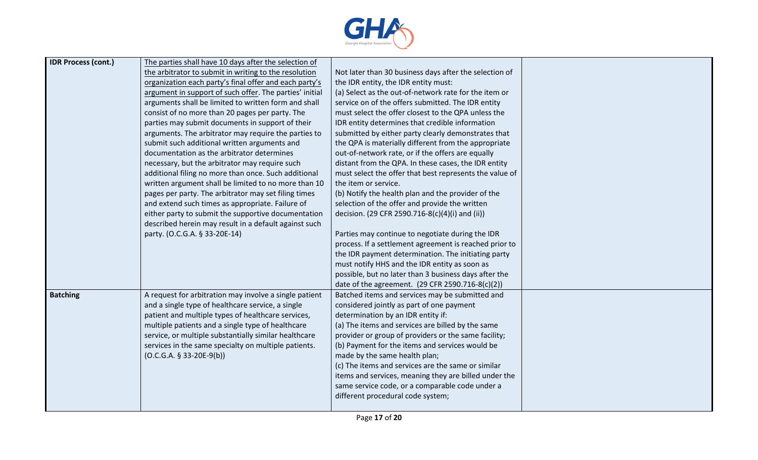| | | | |
|---|---|---|---|
| **IDR Process (cont.)** | The parties shall have 10 days after the selection of the arbitrator to submit in writing to the resolution organization each party's final offer and each party's argument in support of such offer. The parties' initial arguments shall be limited to written form and shall consist of no more than 20 pages per party. The parties may submit documents in support of their arguments. The arbitrator may require the parties to submit such additional written arguments and documentation as the arbitrator determines necessary, but the arbitrator may require such additional filing no more than once. Such additional written argument shall be limited to no more than 10 pages per party. The arbitrator may set filing times and extend such times as appropriate. Failure of either party to submit the supportive documentation described herein may result in a default against such party. (O.C.G.A. § 33-20E-14) | Not later than 30 business days after the selection of the IDR entity, the IDR entity must:<br>(a) Select as the out-of-network rate for the item or service on of the offers submitted. The IDR entity must select the offer closest to the QPA unless the IDR entity determines that credible information submitted by either party clearly demonstrates that the QPA is materially different from the appropriate out-of-network rate, or if the offers are equally distant from the QPA. In these cases, the IDR entity must select the offer that best represents the value of the item or service.<br>(b) Notify the health plan and the provider of the selection of the offer and provide the written decision. (29 CFR 2590.716-8(c)(4)(i) and (ii))<br><br>Parties may continue to negotiate during the IDR process. If a settlement agreement is reached prior to the IDR payment determination. The initiating party must notify HHS and the IDR entity as soon as possible, but no later than 3 business days after the date of the agreement. (29 CFR 2590.716-8(c)(2)) | |
| **Batching** | A request for arbitration may involve a single patient and a single type of healthcare service, a single patient and multiple types of healthcare services, multiple patients and a single type of healthcare service, or multiple substantially similar healthcare services in the same specialty on multiple patients. (O.C.G.A. § 33-20E-9(b)) | Batched items and services may be submitted and considered jointly as part of one payment determination by an IDR entity if:<br>(a) The items and services are billed by the same provider or group of providers or the same facility;<br>(b) Payment for the items and services would be made by the same health plan;<br>(c) The items and services are the same or similar items and services, meaning they are billed under the same service code, or a comparable code under a different procedural code system; | |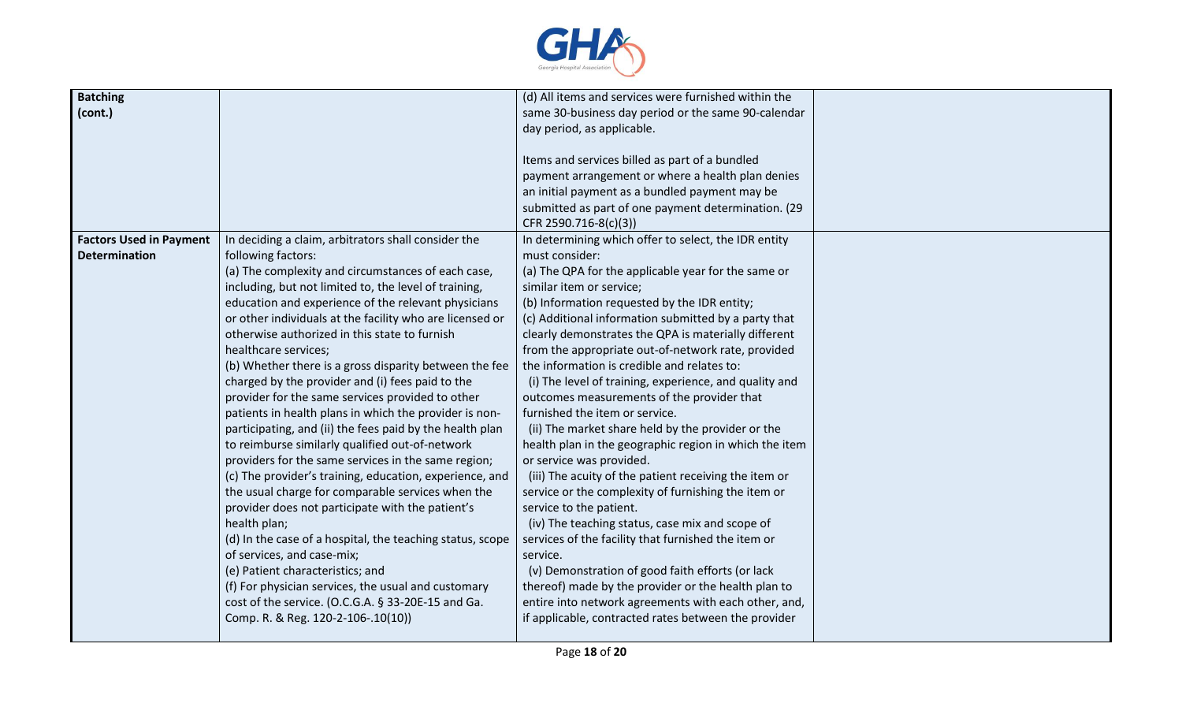| | | | |
|---|---|---|---|
| **Batching (cont.)** | | (d) All items and services were furnished within the same 30-business day period or the same 90-calendar day period, as applicable.<br><br>Items and services billed as part of a bundled payment arrangement or where a health plan denies an initial payment as a bundled payment may be submitted as part of one payment determination. (29 CFR 2590.716-8(c)(3)) | |
| **Factors Used in Payment Determination** | In deciding a claim, arbitrators shall consider the following factors:<br>(a) The complexity and circumstances of each case, including, but not limited to, the level of training, education and experience of the relevant physicians or other individuals at the facility who are licensed or otherwise authorized in this state to furnish healthcare services;<br>(b) Whether there is a gross disparity between the fee charged by the provider and (i) fees paid to the provider for the same services provided to other patients in health plans in which the provider is non-participating, and (ii) the fees paid by the health plan to reimburse similarly qualified out-of-network providers for the same services in the same region;<br>(c) The provider's training, education, experience, and the usual charge for comparable services when the provider does not participate with the patient's health plan;<br>(d) In the case of a hospital, the teaching status, scope of services, and case-mix;<br>(e) Patient characteristics; and<br>(f) For physician services, the usual and customary cost of the service. (O.C.G.A. § 33-20E-15 and Ga. Comp. R. & Reg. 120-2-106-.10(10)) | In determining which offer to select, the IDR entity must consider:<br>(a) The QPA for the applicable year for the same or similar item or service;<br>(b) Information requested by the IDR entity;<br>(c) Additional information submitted by a party that clearly demonstrates the QPA is materially different from the appropriate out-of-network rate, provided the information is credible and relates to:<br>(i) The level of training, experience, and quality and outcomes measurements of the provider that furnished the item or service.<br>(ii) The market share held by the provider or the health plan in the geographic region in which the item or service was provided.<br>(iii) The acuity of the patient receiving the item or service or the complexity of furnishing the item or service to the patient.<br>(iv) The teaching status, case mix and scope of services of the facility that furnished the item or service.<br>(v) Demonstration of good faith efforts (or lack thereof) made by the provider or the health plan to entire into network agreements with each other, and, if applicable, contracted rates between the provider | |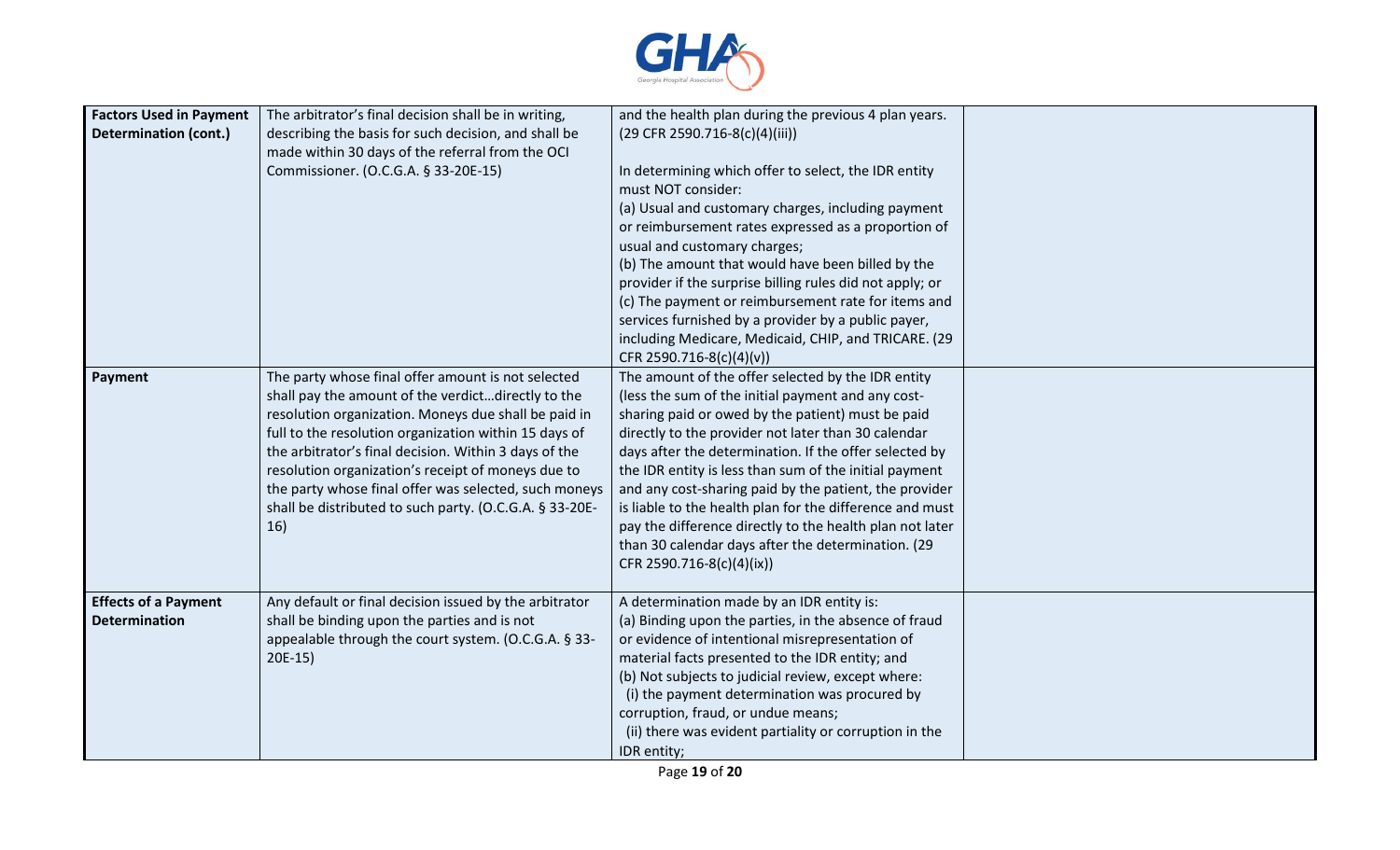| **Factors Used in Payment Determination (cont.)** | The arbitrator's final decision shall be in writing, describing the basis for such decision, and shall be made within 30 days of the referral from the OCI Commissioner. (O.C.G.A. § 33-20E-15) | and the health plan during the previous 4 plan years. (29 CFR 2590.716-8(c)(4)(iii))<br><br>In determining which offer to select, the IDR entity must NOT consider:<br>(a) Usual and customary charges, including payment or reimbursement rates expressed as a proportion of usual and customary charges;<br>(b) The amount that would have been billed by the provider if the surprise billing rules did not apply; or<br>(c) The payment or reimbursement rate for items and services furnished by a provider by a public payer, including Medicare, Medicaid, CHIP, and TRICARE. (29 CFR 2590.716-8(c)(4)(v)) | |
|---|---|---|---|
| **Payment** | The party whose final offer amount is not selected shall pay the amount of the verdict…directly to the resolution organization. Moneys due shall be paid in full to the resolution organization within 15 days of the arbitrator's final decision. Within 3 days of the resolution organization's receipt of moneys due to the party whose final offer was selected, such moneys shall be distributed to such party. (O.C.G.A. § 33-20E-16) | The amount of the offer selected by the IDR entity (less the sum of the initial payment and any cost-sharing paid or owed by the patient) must be paid directly to the provider not later than 30 calendar days after the determination. If the offer selected by the IDR entity is less than sum of the initial payment and any cost-sharing paid by the patient, the provider is liable to the health plan for the difference and must pay the difference directly to the health plan not later than 30 calendar days after the determination. (29 CFR 2590.716-8(c)(4)(ix)) | |
| **Effects of a Payment Determination** | Any default or final decision issued by the arbitrator shall be binding upon the parties and is not appealable through the court system. (O.C.G.A. § 33-20E-15) | A determination made by an IDR entity is:<br>(a) Binding upon the parties, in the absence of fraud or evidence of intentional misrepresentation of material facts presented to the IDR entity; and<br>(b) Not subjects to judicial review, except where:<br>(i) the payment determination was procured by corruption, fraud, or undue means;<br>(ii) there was evident partiality or corruption in the IDR entity; | |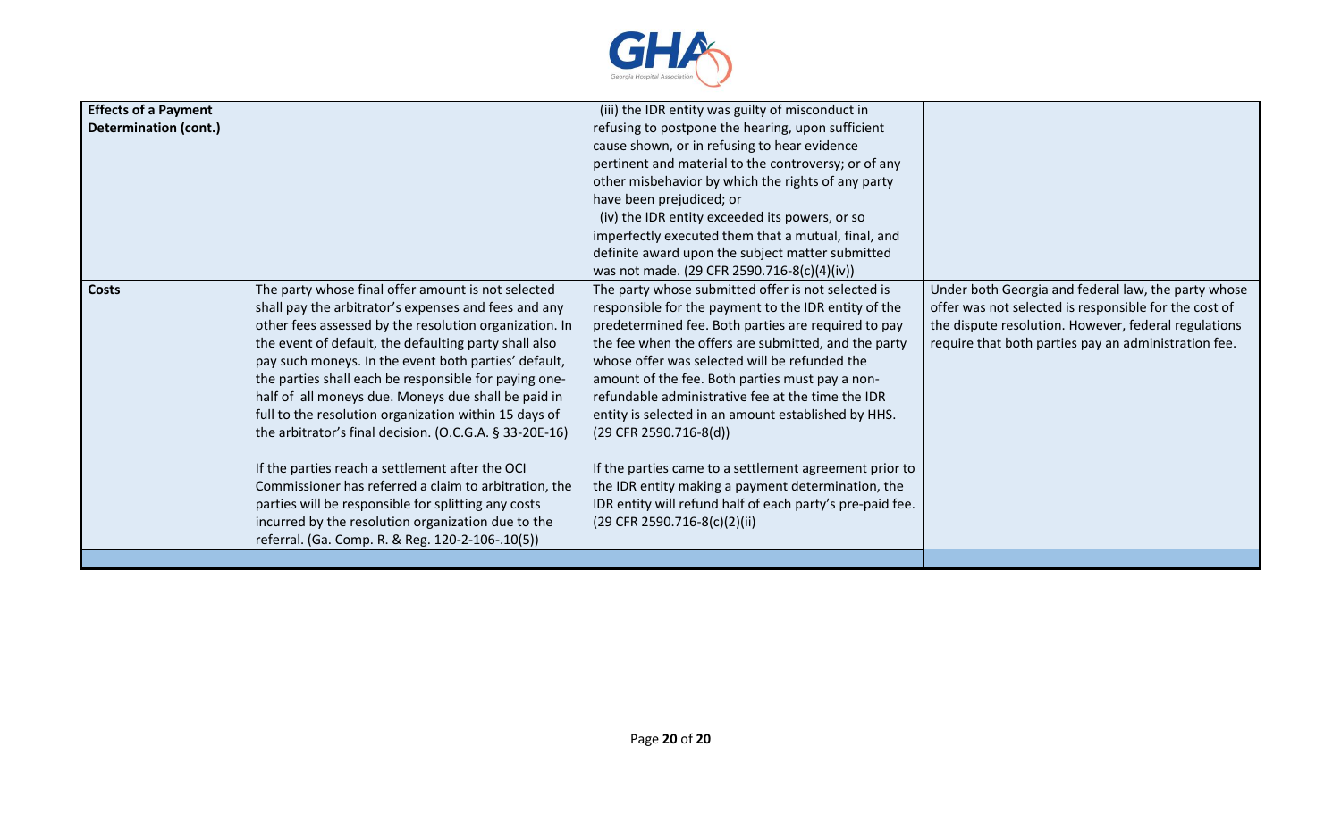| | | | |
|---|---|---|---|
| **Effects of a Payment Determination (cont.)** | | (iii) the IDR entity was guilty of misconduct in refusing to postpone the hearing, upon sufficient cause shown, or in refusing to hear evidence pertinent and material to the controversy; or of any other misbehavior by which the rights of any party have been prejudiced; or<br>(iv) the IDR entity exceeded its powers, or so imperfectly executed them that a mutual, final, and definite award upon the subject matter submitted was not made. (29 CFR 2590.716-8(c)(4)(iv)) | |
| **Costs** | The party whose final offer amount is not selected shall pay the arbitrator's expenses and fees and any other fees assessed by the resolution organization. In the event of default, the defaulting party shall also pay such moneys. In the event both parties' default, the parties shall each be responsible for paying one-half of all moneys due. Moneys due shall be paid in full to the resolution organization within 15 days of the arbitrator's final decision. (O.C.G.A. § 33-20E-16)<br><br>If the parties reach a settlement after the OCI Commissioner has referred a claim to arbitration, the parties will be responsible for splitting any costs incurred by the resolution organization due to the referral. (Ga. Comp. R. & Reg. 120-2-106-.10(5)) | The party whose submitted offer is not selected is responsible for the payment to the IDR entity of the predetermined fee. Both parties are required to pay the fee when the offers are submitted, and the party whose offer was selected will be refunded the amount of the fee. Both parties must pay a non-refundable administrative fee at the time the IDR entity is selected in an amount established by HHS. (29 CFR 2590.716-8(d))<br><br>If the parties came to a settlement agreement prior to the IDR entity making a payment determination, the IDR entity will refund half of each party's pre-paid fee. (29 CFR 2590.716-8(c)(2)(ii) | Under both Georgia and federal law, the party whose offer was not selected is responsible for the cost of the dispute resolution. However, federal regulations require that both parties pay an administration fee. |
| | | | |